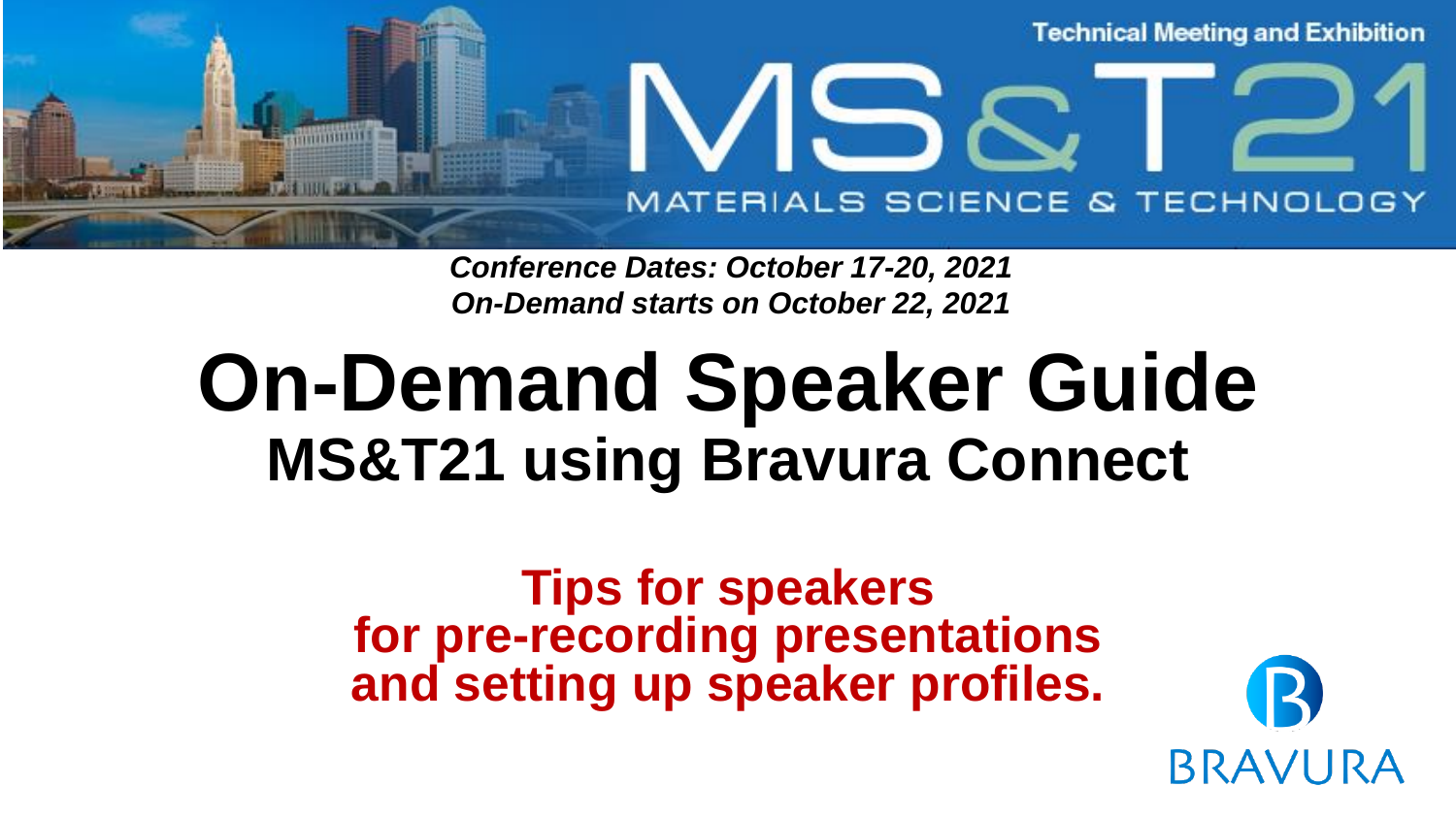Technical Meeting and Exhibition

MS&T21

MATERIALS SCIENCE & TECHNOLOGY

***Conference Dates: October 17-20, 2021***
***On-Demand starts on October 22, 2021***

# On-Demand Speaker Guide

## MS&T21 using Bravura Connect

**Tips for speakers for pre-recording presentations and setting up speaker profiles.**

BRAVURA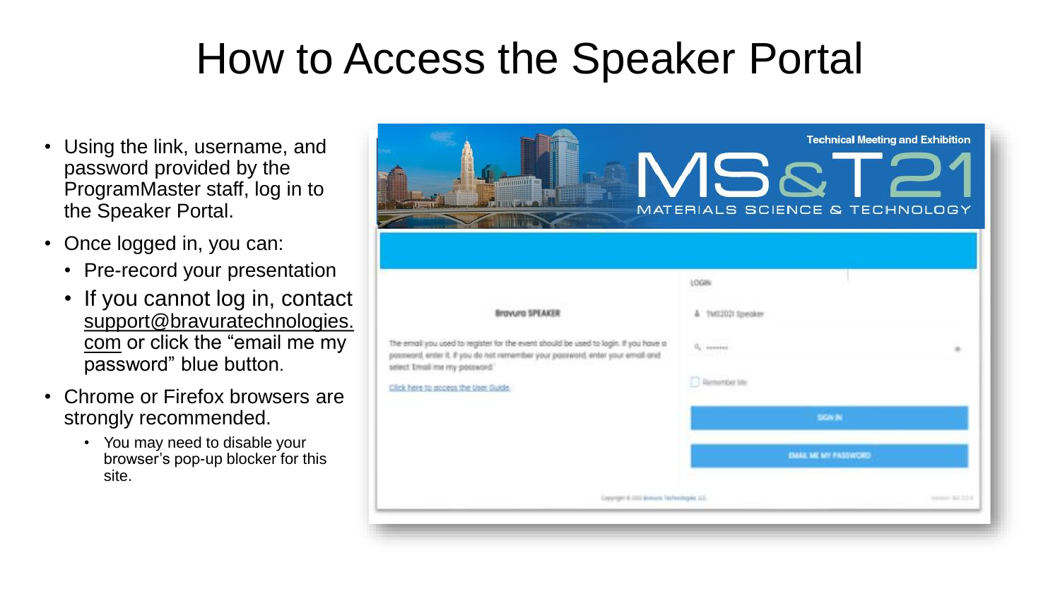# How to Access the Speaker Portal

- Using the link, username, and password provided by the ProgramMaster staff, log in to the Speaker Portal.
- Once logged in, you can:
  - Pre-record your presentation
  - If you cannot log in, contact support@bravuratechnologies.com or click the “email me my password” blue button.
- Chrome or Firefox browsers are strongly recommended.
  - You may need to disable your browser’s pop-up blocker for this site.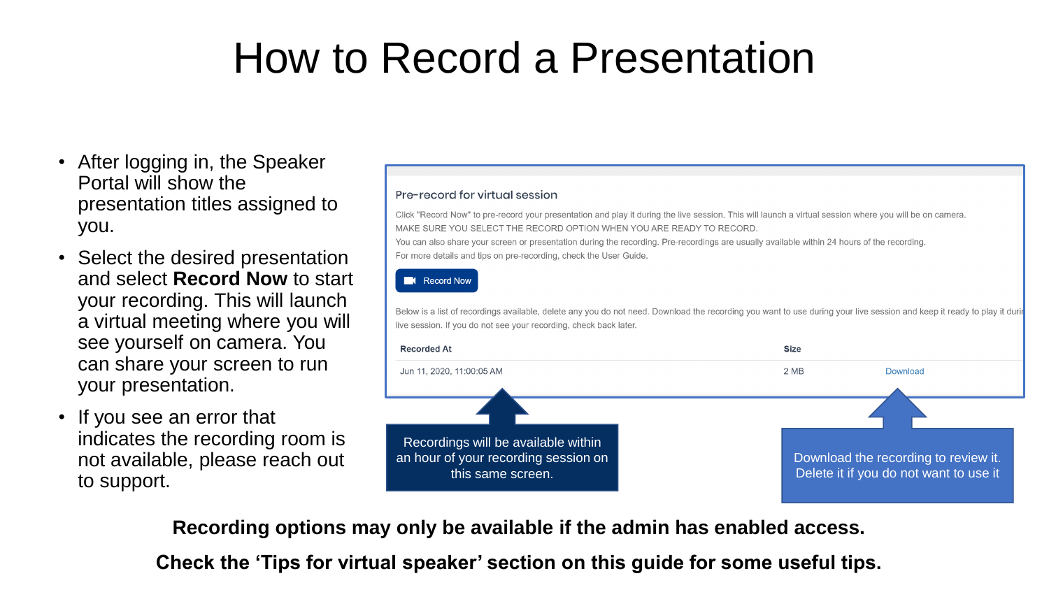# How to Record a Presentation

- After logging in, the Speaker Portal will show the presentation titles assigned to you.
- Select the desired presentation and select **Record Now** to start your recording. This will launch a virtual meeting where you will see yourself on camera. You can share your screen to run your presentation.
- If you see an error that indicates the recording room is not available, please reach out to support.

Pre-record for virtual session

Click "Record Now" to pre-record your presentation and play it during the live session. This will launch a virtual session where you will be on camera.
MAKE SURE YOU SELECT THE RECORD OPTION WHEN YOU ARE READY TO RECORD.
You can also share your screen or presentation during the recording. Pre-recordings are usually available within 24 hours of the recording.
For more details and tips on pre-recording, check the User Guide.

Record Now

Below is a list of recordings available, delete any you do not need. Download the recording you want to use during your live session and keep it ready to play it durin live session. If you do not see your recording, check back later.

| Recorded At | Size | |
|---|---|---|
| Jun 11, 2020, 11:00:05 AM | 2 MB | Download |

Recordings will be available within an hour of your recording session on this same screen.

Download the recording to review it. Delete it if you do not want to use it

**Recording options may only be available if the admin has enabled access.**

**Check the 'Tips for virtual speaker' section on this guide for some useful tips.**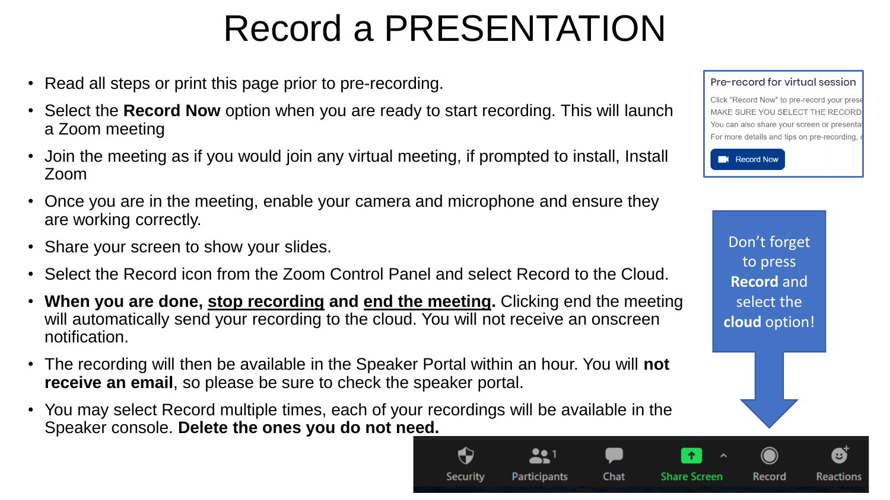# Record a PRESENTATION

- Read all steps or print this page prior to pre-recording.
- Select the **Record Now** option when you are ready to start recording. This will launch a Zoom meeting
- Join the meeting as if you would join any virtual meeting, if prompted to install, Install Zoom
- Once you are in the meeting, enable your camera and microphone and ensure they are working correctly.
- Share your screen to show your slides.
- Select the Record icon from the Zoom Control Panel and select Record to the Cloud.
- **When you are done, <u>stop recording</u> and <u>end the meeting</u>.** Clicking end the meeting will automatically send your recording to the cloud. You will not receive an onscreen notification.
- The recording will then be available in the Speaker Portal within an hour. You will **not receive an email**, so please be sure to check the speaker portal.
- You may select Record multiple times, each of your recordings will be available in the Speaker console. **Delete the ones you do not need.**

Pre-record for virtual session

Click "Record Now" to pre-record your prese
MAKE SURE YOU SELECT THE RECORD
You can also share your screen or presenta
For more details and tips on pre-recording,

Record Now

Don't forget to press **Record** and select the **cloud** option!

Security | Participants 1 | Chat | Share Screen | Record | Reactions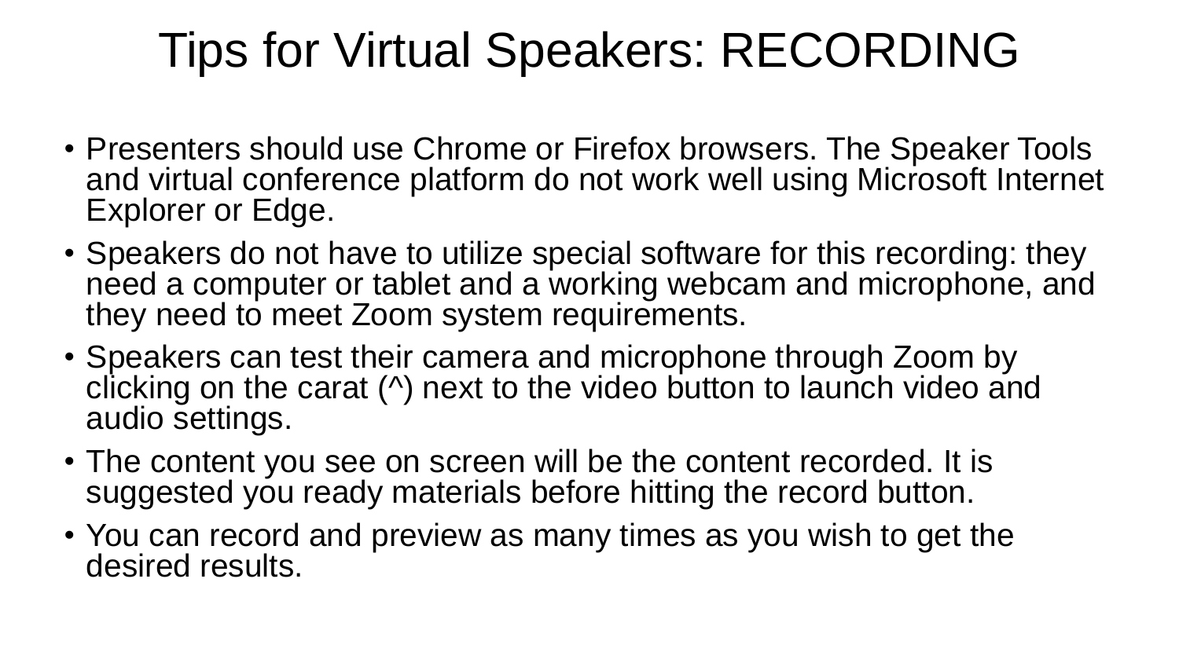# Tips for Virtual Speakers: RECORDING

- Presenters should use Chrome or Firefox browsers. The Speaker Tools and virtual conference platform do not work well using Microsoft Internet Explorer or Edge.
- Speakers do not have to utilize special software for this recording: they need a computer or tablet and a working webcam and microphone, and they need to meet Zoom system requirements.
- Speakers can test their camera and microphone through Zoom by clicking on the carat (^) next to the video button to launch video and audio settings.
- The content you see on screen will be the content recorded. It is suggested you ready materials before hitting the record button.
- You can record and preview as many times as you wish to get the desired results.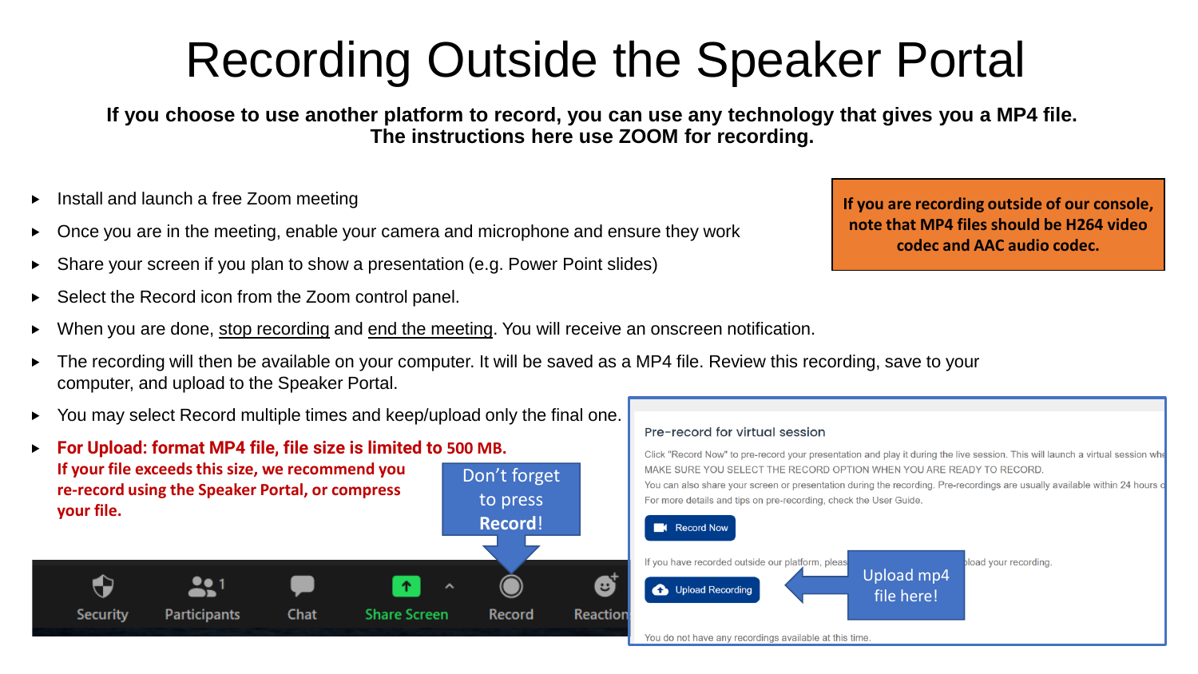# Recording Outside the Speaker Portal

**If you choose to use another platform to record, you can use any technology that gives you a MP4 file. The instructions here use ZOOM for recording.**

**If you are recording outside of our console, note that MP4 files should be H264 video codec and AAC audio codec.**

- Install and launch a free Zoom meeting
- Once you are in the meeting, enable your camera and microphone and ensure they work
- Share your screen if you plan to show a presentation (e.g. Power Point slides)
- Select the Record icon from the Zoom control panel.
- When you are done, stop recording and end the meeting. You will receive an onscreen notification.
- The recording will then be available on your computer. It will be saved as a MP4 file. Review this recording, save to your computer, and upload to the Speaker Portal.
- You may select Record multiple times and keep/upload only the final one.
- **For Upload: format MP4 file, file size is limited to 500 MB.**
  **If your file exceeds this size, we recommend you re-record using the Speaker Portal, or compress your file.**

Don't forget to press **Record**!

Security | Participants | Chat | Share Screen | Record | Reaction

Pre-record for virtual session

Click "Record Now" to pre-record your presentation and play it during the live session. This will launch a virtual session whe
MAKE SURE YOU SELECT THE RECORD OPTION WHEN YOU ARE READY TO RECORD.
You can also share your screen or presentation during the recording. Pre-recordings are usually available within 24 hours o
For more details and tips on pre-recording, check the User Guide.

Record Now

If you have recorded outside our platform, pleas... load your recording.

Upload Recording

Upload mp4 file here!

You do not have any recordings available at this time.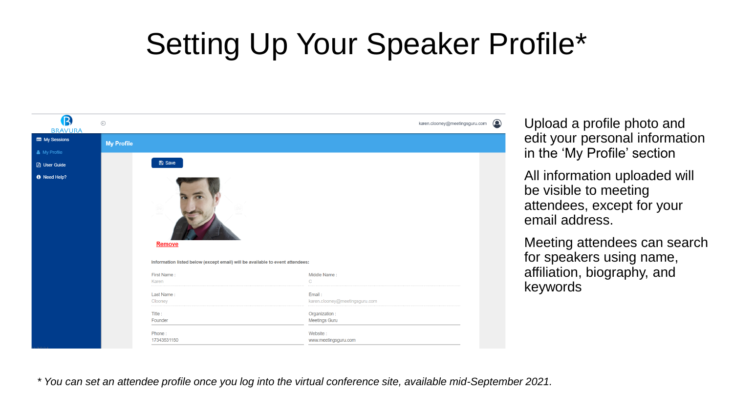# Setting Up Your Speaker Profile*

Upload a profile photo and edit your personal information in the 'My Profile' section

All information uploaded will be visible to meeting attendees, except for your email address.

Meeting attendees can search for speakers using name, affiliation, biography, and keywords

*\* You can set an attendee profile once you log into the virtual conference site, available mid-September 2021.*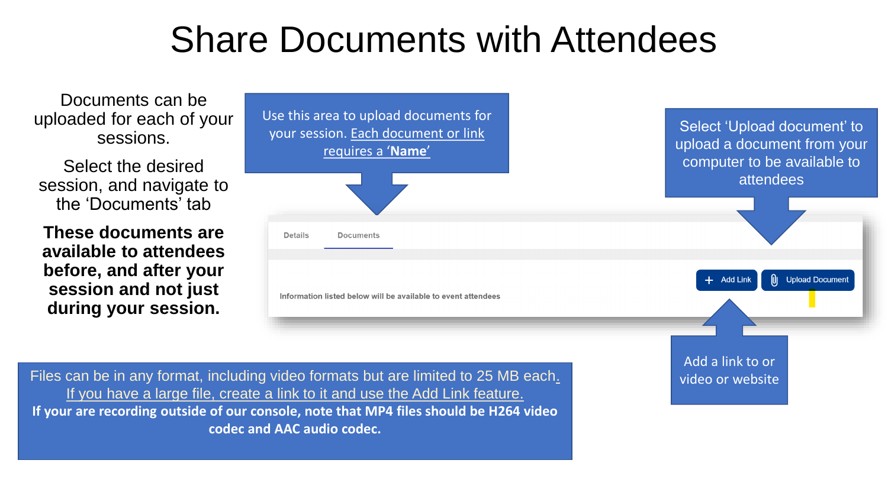# Share Documents with Attendees

Documents can be uploaded for each of your sessions.

Select the desired session, and navigate to the 'Documents' tab

**These documents are available to attendees before, and after your session and not just during your session.**

Use this area to upload documents for your session. Each document or link requires a '**Name**'

Select 'Upload document' to upload a document from your computer to be available to attendees

Details | Documents

Information listed below will be available to event attendees

Add Link | Upload Document

Add a link to or video or website

Files can be in any format, including video formats but are limited to 25 MB each. If you have a large file, create a link to it and use the Add Link feature.

**If your are recording outside of our console, note that MP4 files should be H264 video codec and AAC audio codec.**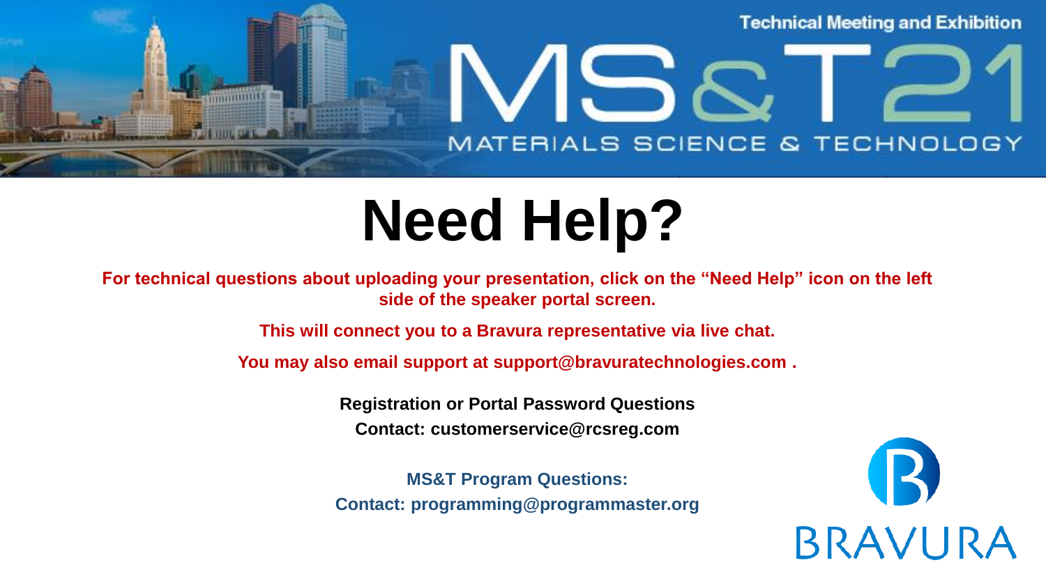Technical Meeting and Exhibition

MS&T21

MATERIALS SCIENCE & TECHNOLOGY

# Need Help?

**For technical questions about uploading your presentation, click on the "Need Help" icon on the left side of the speaker portal screen.**

**This will connect you to a Bravura representative via live chat.**

**You may also email support at support@bravuratechnologies.com .**

**Registration or Portal Password Questions**

**Contact: customerservice@rcsreg.com**

**MS&T Program Questions:**

**Contact: programming@programmaster.org**

BRAVURA